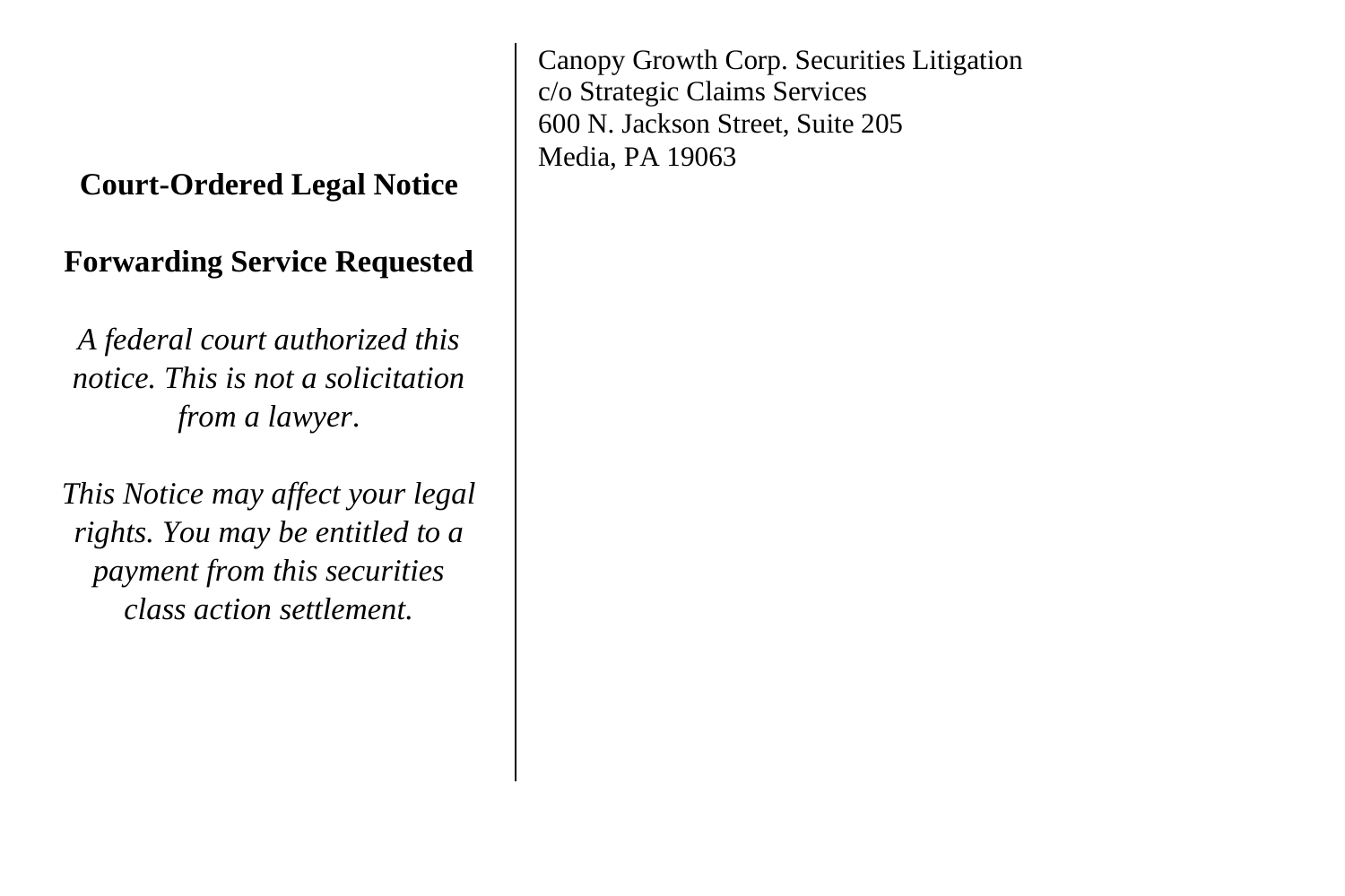Canopy Growth Corp. Securities Litigation
c/o Strategic Claims Services
600 N. Jackson Street, Suite 205
Media, PA 19063

**Court-Ordered Legal Notice**

**Forwarding Service Requested**

*A federal court authorized this notice. This is not a solicitation from a lawyer.*

*This Notice may affect your legal rights. You may be entitled to a payment from this securities class action settlement.*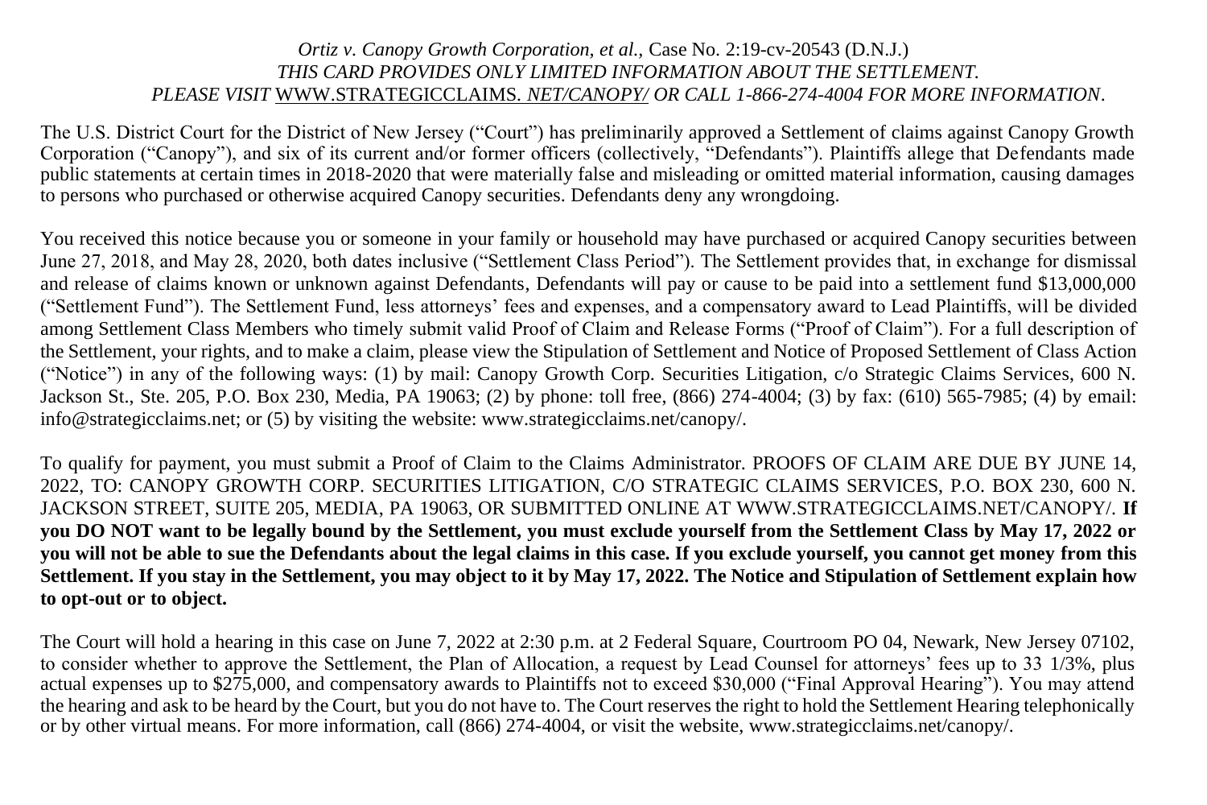*Ortiz v. Canopy Growth Corporation, et al.,* Case No. 2:19-cv-20543 (D.N.J.)
*THIS CARD PROVIDES ONLY LIMITED INFORMATION ABOUT THE SETTLEMENT.*
*PLEASE VISIT* WWW.STRATEGICCLAIMS. *NET/CANOPY/ OR CALL 1-866-274-4004 FOR MORE INFORMATION*.

The U.S. District Court for the District of New Jersey ("Court") has preliminarily approved a Settlement of claims against Canopy Growth Corporation ("Canopy"), and six of its current and/or former officers (collectively, "Defendants"). Plaintiffs allege that Defendants made public statements at certain times in 2018-2020 that were materially false and misleading or omitted material information, causing damages to persons who purchased or otherwise acquired Canopy securities. Defendants deny any wrongdoing.

You received this notice because you or someone in your family or household may have purchased or acquired Canopy securities between June 27, 2018, and May 28, 2020, both dates inclusive ("Settlement Class Period"). The Settlement provides that, in exchange for dismissal and release of claims known or unknown against Defendants, Defendants will pay or cause to be paid into a settlement fund $13,000,000 ("Settlement Fund"). The Settlement Fund, less attorneys' fees and expenses, and a compensatory award to Lead Plaintiffs, will be divided among Settlement Class Members who timely submit valid Proof of Claim and Release Forms ("Proof of Claim"). For a full description of the Settlement, your rights, and to make a claim, please view the Stipulation of Settlement and Notice of Proposed Settlement of Class Action ("Notice") in any of the following ways: (1) by mail: Canopy Growth Corp. Securities Litigation, c/o Strategic Claims Services, 600 N. Jackson St., Ste. 205, P.O. Box 230, Media, PA 19063; (2) by phone: toll free, (866) 274-4004; (3) by fax: (610) 565-7985; (4) by email: info@strategicclaims.net; or (5) by visiting the website: www.strategicclaims.net/canopy/.

To qualify for payment, you must submit a Proof of Claim to the Claims Administrator. PROOFS OF CLAIM ARE DUE BY JUNE 14, 2022, TO: CANOPY GROWTH CORP. SECURITIES LITIGATION, C/O STRATEGIC CLAIMS SERVICES, P.O. BOX 230, 600 N. JACKSON STREET, SUITE 205, MEDIA, PA 19063, OR SUBMITTED ONLINE AT WWW.STRATEGICCLAIMS.NET/CANOPY/. **If you DO NOT want to be legally bound by the Settlement, you must exclude yourself from the Settlement Class by May 17, 2022 or you will not be able to sue the Defendants about the legal claims in this case. If you exclude yourself, you cannot get money from this Settlement. If you stay in the Settlement, you may object to it by May 17, 2022. The Notice and Stipulation of Settlement explain how to opt-out or to object.**

The Court will hold a hearing in this case on June 7, 2022 at 2:30 p.m. at 2 Federal Square, Courtroom PO 04, Newark, New Jersey 07102, to consider whether to approve the Settlement, the Plan of Allocation, a request by Lead Counsel for attorneys' fees up to 33 1/3%, plus actual expenses up to $275,000, and compensatory awards to Plaintiffs not to exceed $30,000 ("Final Approval Hearing"). You may attend the hearing and ask to be heard by the Court, but you do not have to. The Court reserves the right to hold the Settlement Hearing telephonically or by other virtual means. For more information, call (866) 274-4004, or visit the website, www.strategicclaims.net/canopy/.